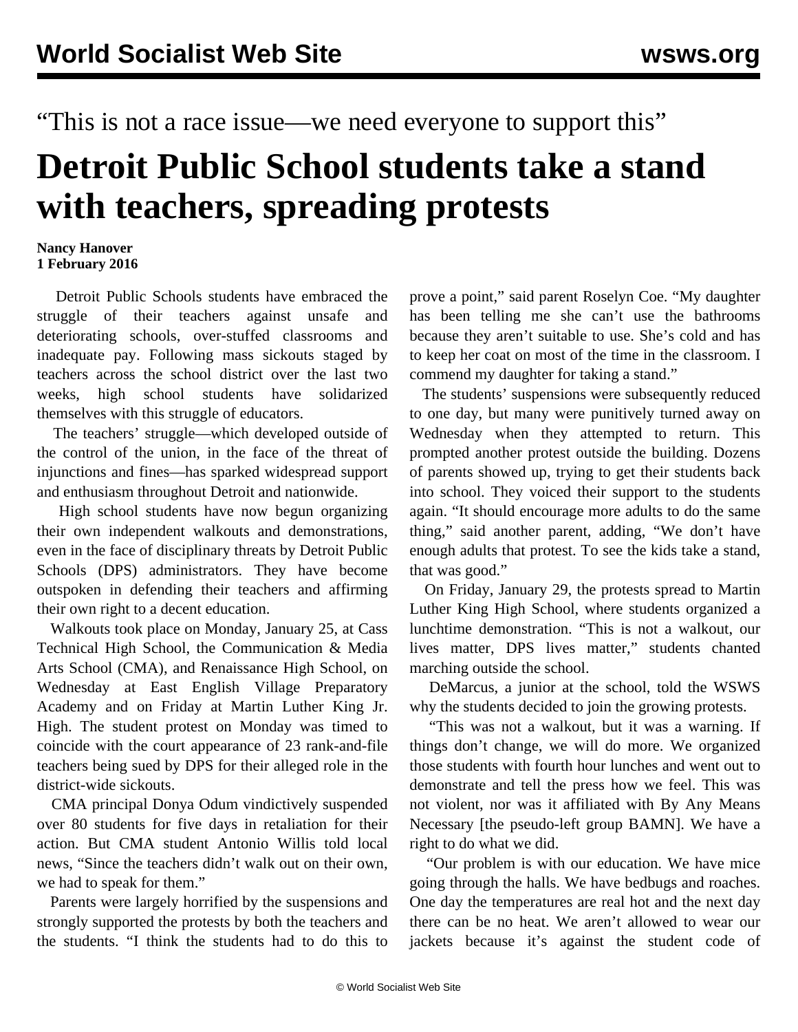“This is not a race issue—we need everyone to support this”

# Detroit Public School students take a stand with teachers, spreading protests

**Nancy Hanover**
**1 February 2016**

Detroit Public Schools students have embraced the struggle of their teachers against unsafe and deteriorating schools, over-stuffed classrooms and inadequate pay. Following mass sickouts staged by teachers across the school district over the last two weeks, high school students have solidarized themselves with this struggle of educators.

The teachers’ struggle—which developed outside of the control of the union, in the face of the threat of injunctions and fines—has sparked widespread support and enthusiasm throughout Detroit and nationwide.

High school students have now begun organizing their own independent walkouts and demonstrations, even in the face of disciplinary threats by Detroit Public Schools (DPS) administrators. They have become outspoken in defending their teachers and affirming their own right to a decent education.

Walkouts took place on Monday, January 25, at Cass Technical High School, the Communication & Media Arts School (CMA), and Renaissance High School, on Wednesday at East English Village Preparatory Academy and on Friday at Martin Luther King Jr. High. The student protest on Monday was timed to coincide with the court appearance of 23 rank-and-file teachers being sued by DPS for their alleged role in the district-wide sickouts.

CMA principal Donya Odum vindictively suspended over 80 students for five days in retaliation for their action. But CMA student Antonio Willis told local news, “Since the teachers didn’t walk out on their own, we had to speak for them.”

Parents were largely horrified by the suspensions and strongly supported the protests by both the teachers and the students. “I think the students had to do this to prove a point,” said parent Roselyn Coe. “My daughter has been telling me she can’t use the bathrooms because they aren’t suitable to use. She’s cold and has to keep her coat on most of the time in the classroom. I commend my daughter for taking a stand.”

The students’ suspensions were subsequently reduced to one day, but many were punitively turned away on Wednesday when they attempted to return. This prompted another protest outside the building. Dozens of parents showed up, trying to get their students back into school. They voiced their support to the students again. “It should encourage more adults to do the same thing,” said another parent, adding, “We don’t have enough adults that protest. To see the kids take a stand, that was good.”

On Friday, January 29, the protests spread to Martin Luther King High School, where students organized a lunchtime demonstration. “This is not a walkout, our lives matter, DPS lives matter,” students chanted marching outside the school.

DeMarcus, a junior at the school, told the WSWS why the students decided to join the growing protests.

“This was not a walkout, but it was a warning. If things don’t change, we will do more. We organized those students with fourth hour lunches and went out to demonstrate and tell the press how we feel. This was not violent, nor was it affiliated with By Any Means Necessary [the pseudo-left group BAMN]. We have a right to do what we did.

“Our problem is with our education. We have mice going through the halls. We have bedbugs and roaches. One day the temperatures are real hot and the next day there can be no heat. We aren’t allowed to wear our jackets because it’s against the student code of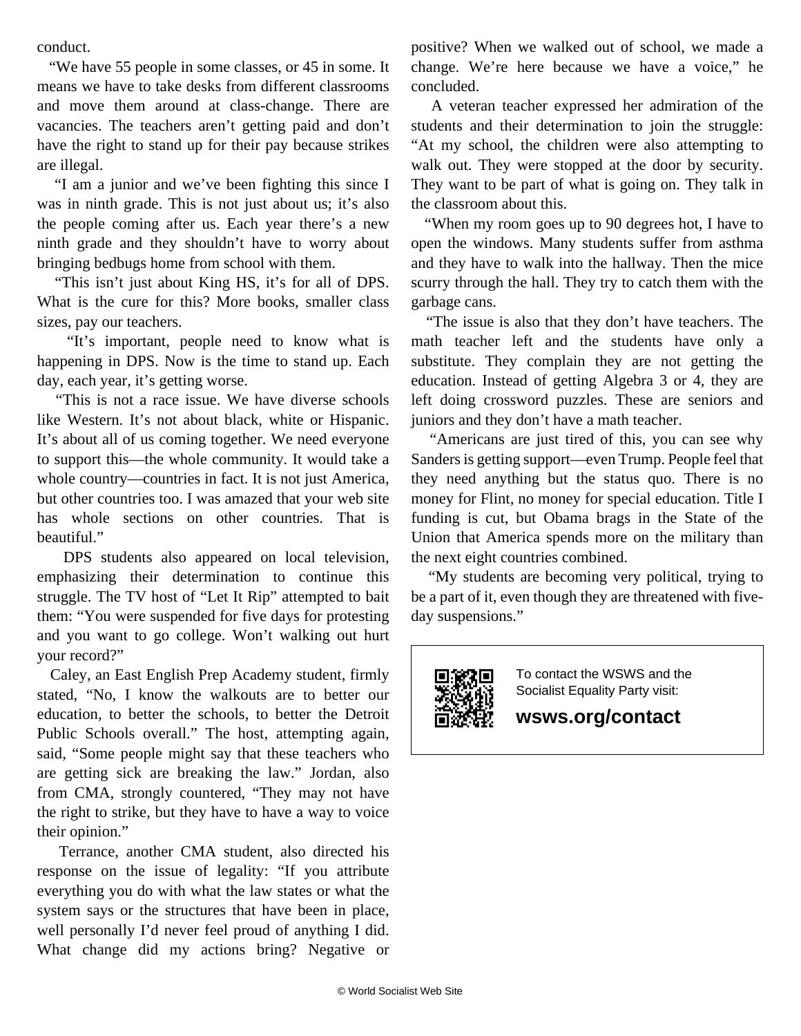conduct.

"We have 55 people in some classes, or 45 in some. It means we have to take desks from different classrooms and move them around at class-change. There are vacancies. The teachers aren't getting paid and don't have the right to stand up for their pay because strikes are illegal.

"I am a junior and we've been fighting this since I was in ninth grade. This is not just about us; it's also the people coming after us. Each year there's a new ninth grade and they shouldn't have to worry about bringing bedbugs home from school with them.

"This isn't just about King HS, it's for all of DPS. What is the cure for this? More books, smaller class sizes, pay our teachers.

"It's important, people need to know what is happening in DPS. Now is the time to stand up. Each day, each year, it's getting worse.

"This is not a race issue. We have diverse schools like Western. It's not about black, white or Hispanic. It's about all of us coming together. We need everyone to support this—the whole community. It would take a whole country—countries in fact. It is not just America, but other countries too. I was amazed that your web site has whole sections on other countries. That is beautiful."

DPS students also appeared on local television, emphasizing their determination to continue this struggle. The TV host of "Let It Rip" attempted to bait them: "You were suspended for five days for protesting and you want to go college. Won't walking out hurt your record?"

Caley, an East English Prep Academy student, firmly stated, "No, I know the walkouts are to better our education, to better the schools, to better the Detroit Public Schools overall." The host, attempting again, said, "Some people might say that these teachers who are getting sick are breaking the law." Jordan, also from CMA, strongly countered, "They may not have the right to strike, but they have to have a way to voice their opinion."

Terrance, another CMA student, also directed his response on the issue of legality: "If you attribute everything you do with what the law states or what the system says or the structures that have been in place, well personally I'd never feel proud of anything I did. What change did my actions bring? Negative or positive? When we walked out of school, we made a change. We're here because we have a voice," he concluded.

A veteran teacher expressed her admiration of the students and their determination to join the struggle: "At my school, the children were also attempting to walk out. They were stopped at the door by security. They want to be part of what is going on. They talk in the classroom about this.

"When my room goes up to 90 degrees hot, I have to open the windows. Many students suffer from asthma and they have to walk into the hallway. Then the mice scurry through the hall. They try to catch them with the garbage cans.

"The issue is also that they don't have teachers. The math teacher left and the students have only a substitute. They complain they are not getting the education. Instead of getting Algebra 3 or 4, they are left doing crossword puzzles. These are seniors and juniors and they don't have a math teacher.

"Americans are just tired of this, you can see why Sanders is getting support—even Trump. People feel that they need anything but the status quo. There is no money for Flint, no money for special education. Title I funding is cut, but Obama brags in the State of the Union that America spends more on the military than the next eight countries combined.

"My students are becoming very political, trying to be a part of it, even though they are threatened with five-day suspensions."

To contact the WSWS and the Socialist Equality Party visit:

**wsws.org/contact**